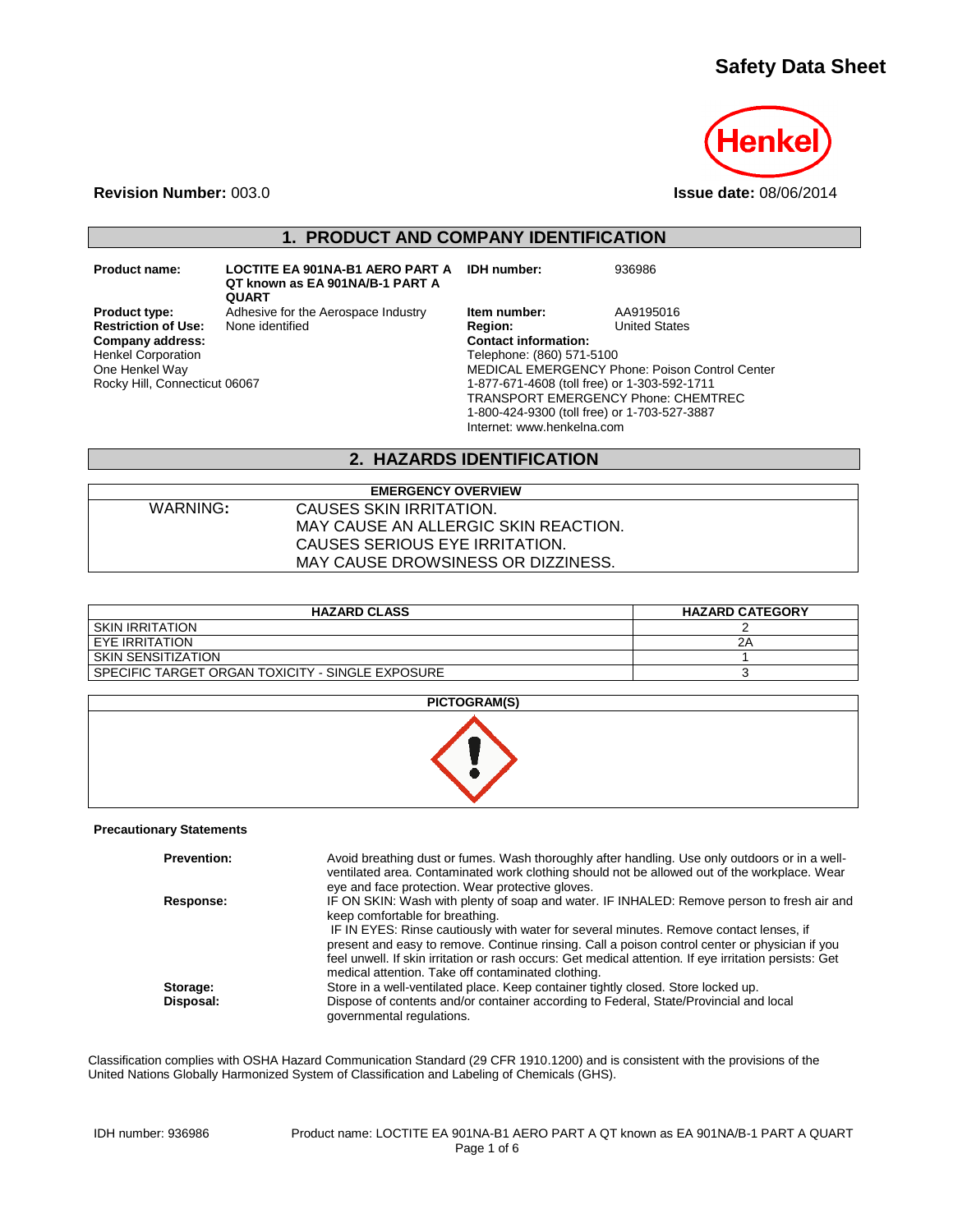# Safety Data Sheet

**Revision Number:** 003.0 **Issue date:** 08/06/2014

## 1. PRODUCT AND COMPANY IDENTIFICATION

**Product name:** **LOCTITE EA 901NA-B1 AERO PART A QT known as EA 901NA/B-1 PART A QUART**

**Product type:** Adhesive for the Aerospace Industry

**Restriction of Use:** None identified

**Company address:**
Henkel Corporation
One Henkel Way
Rocky Hill, Connecticut 06067

**IDH number:** 936986

**Item number:** AA9195016

**Region:** United States

**Contact information:**
Telephone: (860) 571-5100
MEDICAL EMERGENCY Phone: Poison Control Center
1-877-671-4608 (toll free) or 1-303-592-1711
TRANSPORT EMERGENCY Phone: CHEMTREC
1-800-424-9300 (toll free) or 1-703-527-3887
Internet: www.henkelna.com

## 2. HAZARDS IDENTIFICATION

| EMERGENCY OVERVIEW | |
|---|---|
| WARNING: | CAUSES SKIN IRRITATION.<br>MAY CAUSE AN ALLERGIC SKIN REACTION.<br>CAUSES SERIOUS EYE IRRITATION.<br>MAY CAUSE DROWSINESS OR DIZZINESS. |

| HAZARD CLASS | HAZARD CATEGORY |
|---|---|
| SKIN IRRITATION | 2 |
| EYE IRRITATION | 2A |
| SKIN SENSITIZATION | 1 |
| SPECIFIC TARGET ORGAN TOXICITY - SINGLE EXPOSURE | 3 |

**PICTOGRAM(S)**

**Precautionary Statements**

**Prevention:** Avoid breathing dust or fumes. Wash thoroughly after handling. Use only outdoors or in a well-ventilated area. Contaminated work clothing should not be allowed out of the workplace. Wear eye and face protection. Wear protective gloves.

**Response:** IF ON SKIN: Wash with plenty of soap and water. IF INHALED: Remove person to fresh air and keep comfortable for breathing.
IF IN EYES: Rinse cautiously with water for several minutes. Remove contact lenses, if present and easy to remove. Continue rinsing. Call a poison control center or physician if you feel unwell. If skin irritation or rash occurs: Get medical attention. If eye irritation persists: Get medical attention. Take off contaminated clothing.

**Storage:** Store in a well-ventilated place. Keep container tightly closed. Store locked up.

**Disposal:** Dispose of contents and/or container according to Federal, State/Provincial and local governmental regulations.

Classification complies with OSHA Hazard Communication Standard (29 CFR 1910.1200) and is consistent with the provisions of the United Nations Globally Harmonized System of Classification and Labeling of Chemicals (GHS).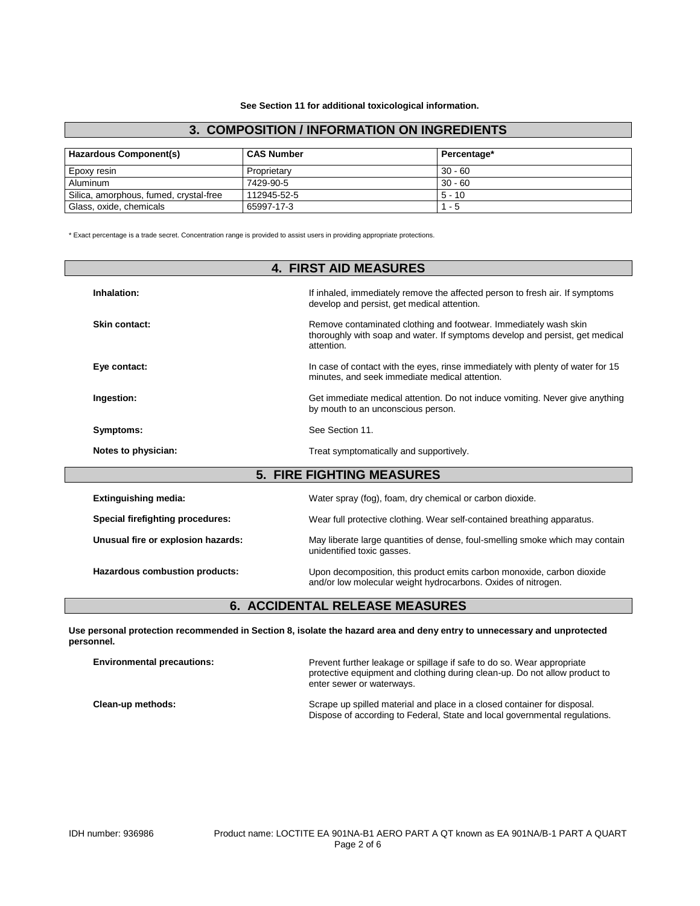**See Section 11 for additional toxicological information.**

## 3. COMPOSITION / INFORMATION ON INGREDIENTS

| Hazardous Component(s) | CAS Number | Percentage* |
|---|---|---|
| Epoxy resin | Proprietary | 30 - 60 |
| Aluminum | 7429-90-5 | 30 - 60 |
| Silica, amorphous, fumed, crystal-free | 112945-52-5 | 5 - 10 |
| Glass, oxide, chemicals | 65997-17-3 | 1 - 5 |

* Exact percentage is a trade secret. Concentration range is provided to assist users in providing appropriate protections.

## 4. FIRST AID MEASURES

**Inhalation:** If inhaled, immediately remove the affected person to fresh air. If symptoms develop and persist, get medical attention.

**Skin contact:** Remove contaminated clothing and footwear. Immediately wash skin thoroughly with soap and water. If symptoms develop and persist, get medical attention.

**Eye contact:** In case of contact with the eyes, rinse immediately with plenty of water for 15 minutes, and seek immediate medical attention.

**Ingestion:** Get immediate medical attention. Do not induce vomiting. Never give anything by mouth to an unconscious person.

**Symptoms:** See Section 11.

**Notes to physician:** Treat symptomatically and supportively.

## 5. FIRE FIGHTING MEASURES

**Extinguishing media:** Water spray (fog), foam, dry chemical or carbon dioxide.

**Special firefighting procedures:** Wear full protective clothing. Wear self-contained breathing apparatus.

**Unusual fire or explosion hazards:** May liberate large quantities of dense, foul-smelling smoke which may contain unidentified toxic gasses.

**Hazardous combustion products:** Upon decomposition, this product emits carbon monoxide, carbon dioxide and/or low molecular weight hydrocarbons. Oxides of nitrogen.

## 6. ACCIDENTAL RELEASE MEASURES

**Use personal protection recommended in Section 8, isolate the hazard area and deny entry to unnecessary and unprotected personnel.**

**Environmental precautions:** Prevent further leakage or spillage if safe to do so. Wear appropriate protective equipment and clothing during clean-up. Do not allow product to enter sewer or waterways.

**Clean-up methods:** Scrape up spilled material and place in a closed container for disposal. Dispose of according to Federal, State and local governmental regulations.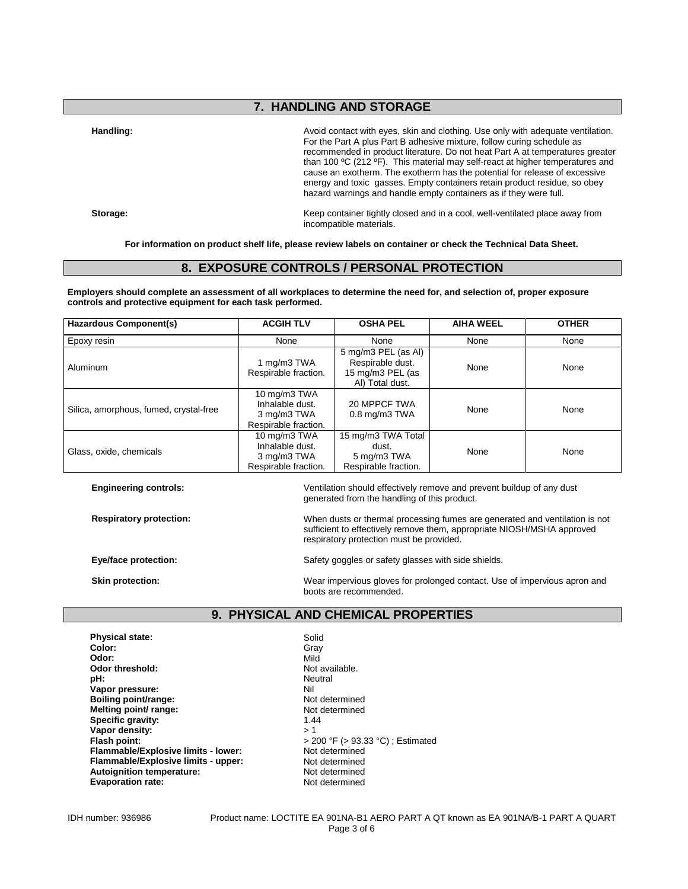## 7. HANDLING AND STORAGE

**Handling:** Avoid contact with eyes, skin and clothing. Use only with adequate ventilation. For the Part A plus Part B adhesive mixture, follow curing schedule as recommended in product literature. Do not heat Part A at temperatures greater than 100 ºC (212 ºF). This material may self-react at higher temperatures and cause an exotherm. The exotherm has the potential for release of excessive energy and toxic gasses. Empty containers retain product residue, so obey hazard warnings and handle empty containers as if they were full.

**Storage:** Keep container tightly closed and in a cool, well-ventilated place away from incompatible materials.

**For information on product shelf life, please review labels on container or check the Technical Data Sheet.**

## 8. EXPOSURE CONTROLS / PERSONAL PROTECTION

**Employers should complete an assessment of all workplaces to determine the need for, and selection of, proper exposure controls and protective equipment for each task performed.**

| Hazardous Component(s) | ACGIH TLV | OSHA PEL | AIHA WEEL | OTHER |
|---|---|---|---|---|
| Epoxy resin | None | None | None | None |
| Aluminum | 1 mg/m3 TWA Respirable fraction. | 5 mg/m3 PEL (as Al) Respirable dust. 15 mg/m3 PEL (as Al) Total dust. | None | None |
| Silica, amorphous, fumed, crystal-free | 10 mg/m3 TWA Inhalable dust. 3 mg/m3 TWA Respirable fraction. | 20 MPPCF TWA 0.8 mg/m3 TWA | None | None |
| Glass, oxide, chemicals | 10 mg/m3 TWA Inhalable dust. 3 mg/m3 TWA Respirable fraction. | 15 mg/m3 TWA Total dust. 5 mg/m3 TWA Respirable fraction. | None | None |

**Engineering controls:** Ventilation should effectively remove and prevent buildup of any dust generated from the handling of this product.

**Respiratory protection:** When dusts or thermal processing fumes are generated and ventilation is not sufficient to effectively remove them, appropriate NIOSH/MSHA approved respiratory protection must be provided.

**Eye/face protection:** Safety goggles or safety glasses with side shields.

**Skin protection:** Wear impervious gloves for prolonged contact. Use of impervious apron and boots are recommended.

## 9. PHYSICAL AND CHEMICAL PROPERTIES

**Physical state:** Solid
**Color:** Gray
**Odor:** Mild
**Odor threshold:** Not available.
**pH:** Neutral
**Vapor pressure:** Nil
**Boiling point/range:** Not determined
**Melting point/ range:** Not determined
**Specific gravity:** 1.44
**Vapor density:** > 1
**Flash point:** > 200 °F (> 93.33 °C) ; Estimated
**Flammable/Explosive limits - lower:** Not determined
**Flammable/Explosive limits - upper:** Not determined
**Autoignition temperature:** Not determined
**Evaporation rate:** Not determined

IDH number: 936986 Product name: LOCTITE EA 901NA-B1 AERO PART A QT known as EA 901NA/B-1 PART A QUART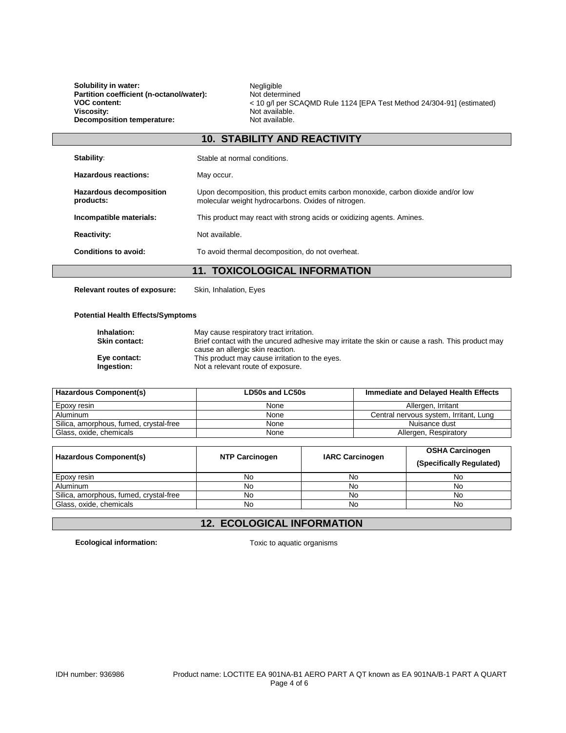**Solubility in water:** Negligible
**Partition coefficient (n-octanol/water):** Not determined
**VOC content:** < 10 g/l per SCAQMD Rule 1124 [EPA Test Method 24/304-91] (estimated)
**Viscosity:** Not available.
**Decomposition temperature:** Not available.

## 10. STABILITY AND REACTIVITY

**Stability:** Stable at normal conditions.

**Hazardous reactions:** May occur.

**Hazardous decomposition products:** Upon decomposition, this product emits carbon monoxide, carbon dioxide and/or low molecular weight hydrocarbons. Oxides of nitrogen.

**Incompatible materials:** This product may react with strong acids or oxidizing agents. Amines.

**Reactivity:** Not available.

**Conditions to avoid:** To avoid thermal decomposition, do not overheat.

## 11. TOXICOLOGICAL INFORMATION

**Relevant routes of exposure:** Skin, Inhalation, Eyes

**Potential Health Effects/Symptoms**

**Inhalation:** May cause respiratory tract irritation.
**Skin contact:** Brief contact with the uncured adhesive may irritate the skin or cause a rash. This product may cause an allergic skin reaction.
**Eye contact:** This product may cause irritation to the eyes.
**Ingestion:** Not a relevant route of exposure.

| Hazardous Component(s) | LD50s and LC50s | Immediate and Delayed Health Effects |
|---|---|---|
| Epoxy resin | None | Allergen, Irritant |
| Aluminum | None | Central nervous system, Irritant, Lung |
| Silica, amorphous, fumed, crystal-free | None | Nuisance dust |
| Glass, oxide, chemicals | None | Allergen, Respiratory |

| Hazardous Component(s) | NTP Carcinogen | IARC Carcinogen | OSHA Carcinogen (Specifically Regulated) |
|---|---|---|---|
| Epoxy resin | No | No | No |
| Aluminum | No | No | No |
| Silica, amorphous, fumed, crystal-free | No | No | No |
| Glass, oxide, chemicals | No | No | No |

## 12. ECOLOGICAL INFORMATION

**Ecological information:** Toxic to aquatic organisms

IDH number: 936986 Product name: LOCTITE EA 901NA-B1 AERO PART A QT known as EA 901NA/B-1 PART A QUART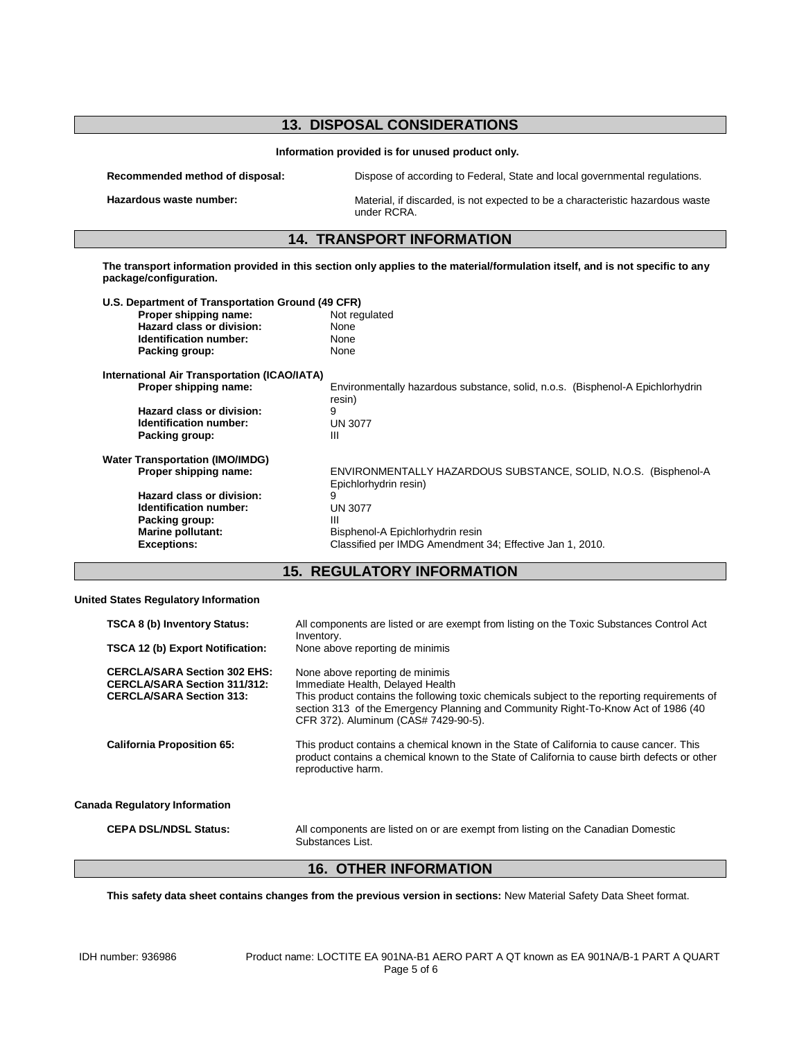## 13. DISPOSAL CONSIDERATIONS

**Information provided is for unused product only.**

**Recommended method of disposal:** Dispose of according to Federal, State and local governmental regulations.

**Hazardous waste number:** Material, if discarded, is not expected to be a characteristic hazardous waste under RCRA.

## 14. TRANSPORT INFORMATION

**The transport information provided in this section only applies to the material/formulation itself, and is not specific to any package/configuration.**

**U.S. Department of Transportation Ground (49 CFR)**

| | |
|---|---|
| **Proper shipping name:** | Not regulated |
| **Hazard class or division:** | None |
| **Identification number:** | None |
| **Packing group:** | None |

**International Air Transportation (ICAO/IATA)**

| | |
|---|---|
| **Proper shipping name:** | Environmentally hazardous substance, solid, n.o.s. (Bisphenol-A Epichlorhydrin resin) |
| **Hazard class or division:** | 9 |
| **Identification number:** | UN 3077 |
| **Packing group:** | III |

**Water Transportation (IMO/IMDG)**

| | |
|---|---|
| **Proper shipping name:** | ENVIRONMENTALLY HAZARDOUS SUBSTANCE, SOLID, N.O.S. (Bisphenol-A Epichlorhydrin resin) |
| **Hazard class or division:** | 9 |
| **Identification number:** | UN 3077 |
| **Packing group:** | III |
| **Marine pollutant:** | Bisphenol-A Epichlorhydrin resin |
| **Exceptions:** | Classified per IMDG Amendment 34; Effective Jan 1, 2010. |

## 15. REGULATORY INFORMATION

**United States Regulatory Information**

**TSCA 8 (b) Inventory Status:** All components are listed or are exempt from listing on the Toxic Substances Control Act Inventory.

**TSCA 12 (b) Export Notification:** None above reporting de minimis

**CERCLA/SARA Section 302 EHS:** None above reporting de minimis

**CERCLA/SARA Section 311/312:** Immediate Health, Delayed Health

**CERCLA/SARA Section 313:** This product contains the following toxic chemicals subject to the reporting requirements of section 313 of the Emergency Planning and Community Right-To-Know Act of 1986 (40 CFR 372). Aluminum (CAS# 7429-90-5).

**California Proposition 65:** This product contains a chemical known in the State of California to cause cancer. This product contains a chemical known to the State of California to cause birth defects or other reproductive harm.

**Canada Regulatory Information**

**CEPA DSL/NDSL Status:** All components are listed on or are exempt from listing on the Canadian Domestic Substances List.

## 16. OTHER INFORMATION

**This safety data sheet contains changes from the previous version in sections:** New Material Safety Data Sheet format.

IDH number: 936986 Product name: LOCTITE EA 901NA-B1 AERO PART A QT known as EA 901NA/B-1 PART A QUART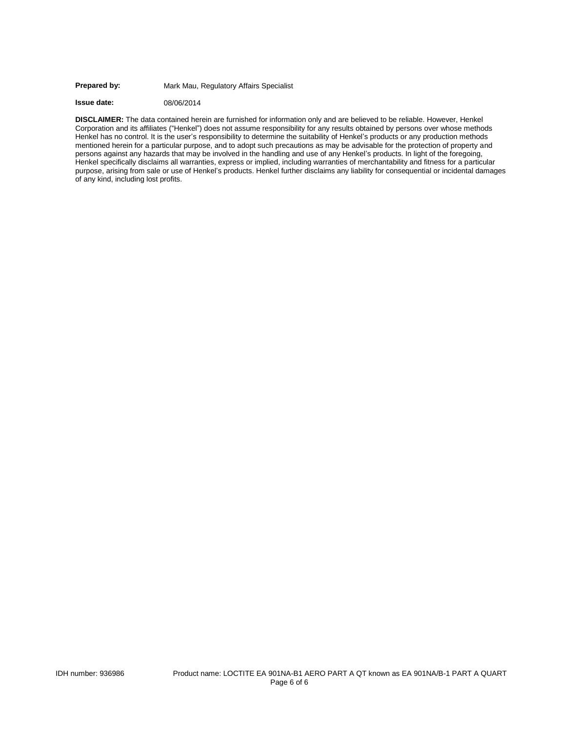**Prepared by:** Mark Mau, Regulatory Affairs Specialist

**Issue date:** 08/06/2014

**DISCLAIMER:** The data contained herein are furnished for information only and are believed to be reliable. However, Henkel Corporation and its affiliates ("Henkel") does not assume responsibility for any results obtained by persons over whose methods Henkel has no control. It is the user's responsibility to determine the suitability of Henkel's products or any production methods mentioned herein for a particular purpose, and to adopt such precautions as may be advisable for the protection of property and persons against any hazards that may be involved in the handling and use of any Henkel's products. In light of the foregoing, Henkel specifically disclaims all warranties, express or implied, including warranties of merchantability and fitness for a particular purpose, arising from sale or use of Henkel's products. Henkel further disclaims any liability for consequential or incidental damages of any kind, including lost profits.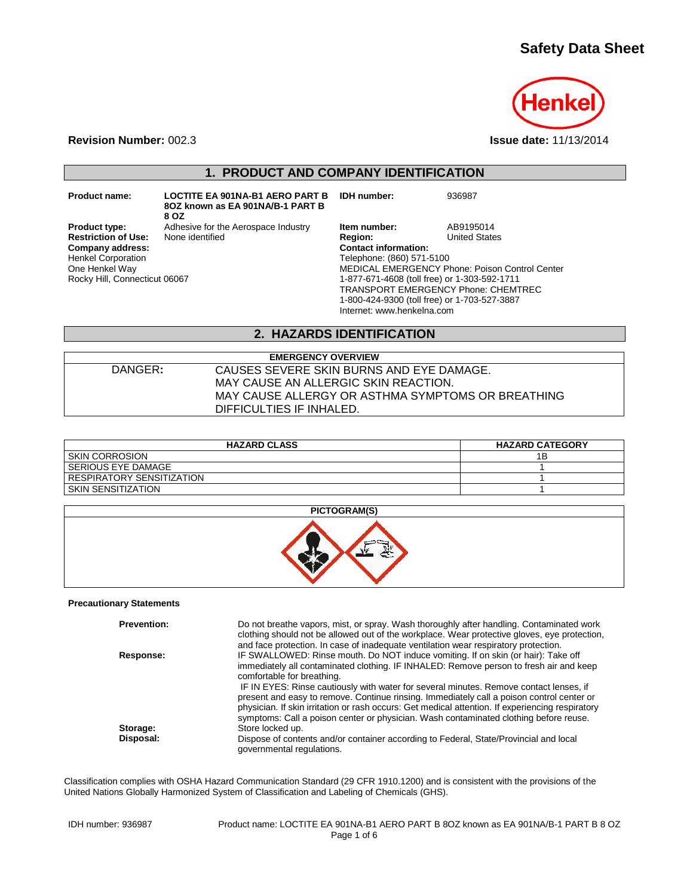# Safety Data Sheet

Henkel

**Revision Number:** 002.3

**Issue date:** 11/13/2014

## 1. PRODUCT AND COMPANY IDENTIFICATION

| | | | |
|---|---|---|---|
| **Product name:** | **LOCTITE EA 901NA-B1 AERO PART B 8OZ known as EA 901NA/B-1 PART B 8 OZ** | **IDH number:** | 936987 |
| **Product type:** | Adhesive for the Aerospace Industry | **Item number:** | AB9195014 |
| **Restriction of Use:** | None identified | **Region:** | United States |

**Company address:**
Henkel Corporation
One Henkel Way
Rocky Hill, Connecticut 06067

**Contact information:**
Telephone: (860) 571-5100
MEDICAL EMERGENCY Phone: Poison Control Center
1-877-671-4608 (toll free) or 1-303-592-1711
TRANSPORT EMERGENCY Phone: CHEMTREC
1-800-424-9300 (toll free) or 1-703-527-3887
Internet: www.henkelna.com

## 2. HAZARDS IDENTIFICATION

| EMERGENCY OVERVIEW | |
|---|---|
| DANGER: | CAUSES SEVERE SKIN BURNS AND EYE DAMAGE. MAY CAUSE AN ALLERGIC SKIN REACTION. MAY CAUSE ALLERGY OR ASTHMA SYMPTOMS OR BREATHING DIFFICULTIES IF INHALED. |

| HAZARD CLASS | HAZARD CATEGORY |
|---|---|
| SKIN CORROSION | 1B |
| SERIOUS EYE DAMAGE | 1 |
| RESPIRATORY SENSITIZATION | 1 |
| SKIN SENSITIZATION | 1 |

**PICTOGRAM(S)**

**Precautionary Statements**

**Prevention:** Do not breathe vapors, mist, or spray. Wash thoroughly after handling. Contaminated work clothing should not be allowed out of the workplace. Wear protective gloves, eye protection, and face protection. In case of inadequate ventilation wear respiratory protection.

**Response:** IF SWALLOWED: Rinse mouth. Do NOT induce vomiting. If on skin (or hair): Take off immediately all contaminated clothing. IF INHALED: Remove person to fresh air and keep comfortable for breathing.
IF IN EYES: Rinse cautiously with water for several minutes. Remove contact lenses, if present and easy to remove. Continue rinsing. Immediately call a poison control center or physician. If skin irritation or rash occurs: Get medical attention. If experiencing respiratory symptoms: Call a poison center or physician. Wash contaminated clothing before reuse.

**Storage:** Store locked up.

**Disposal:** Dispose of contents and/or container according to Federal, State/Provincial and local governmental regulations.

Classification complies with OSHA Hazard Communication Standard (29 CFR 1910.1200) and is consistent with the provisions of the United Nations Globally Harmonized System of Classification and Labeling of Chemicals (GHS).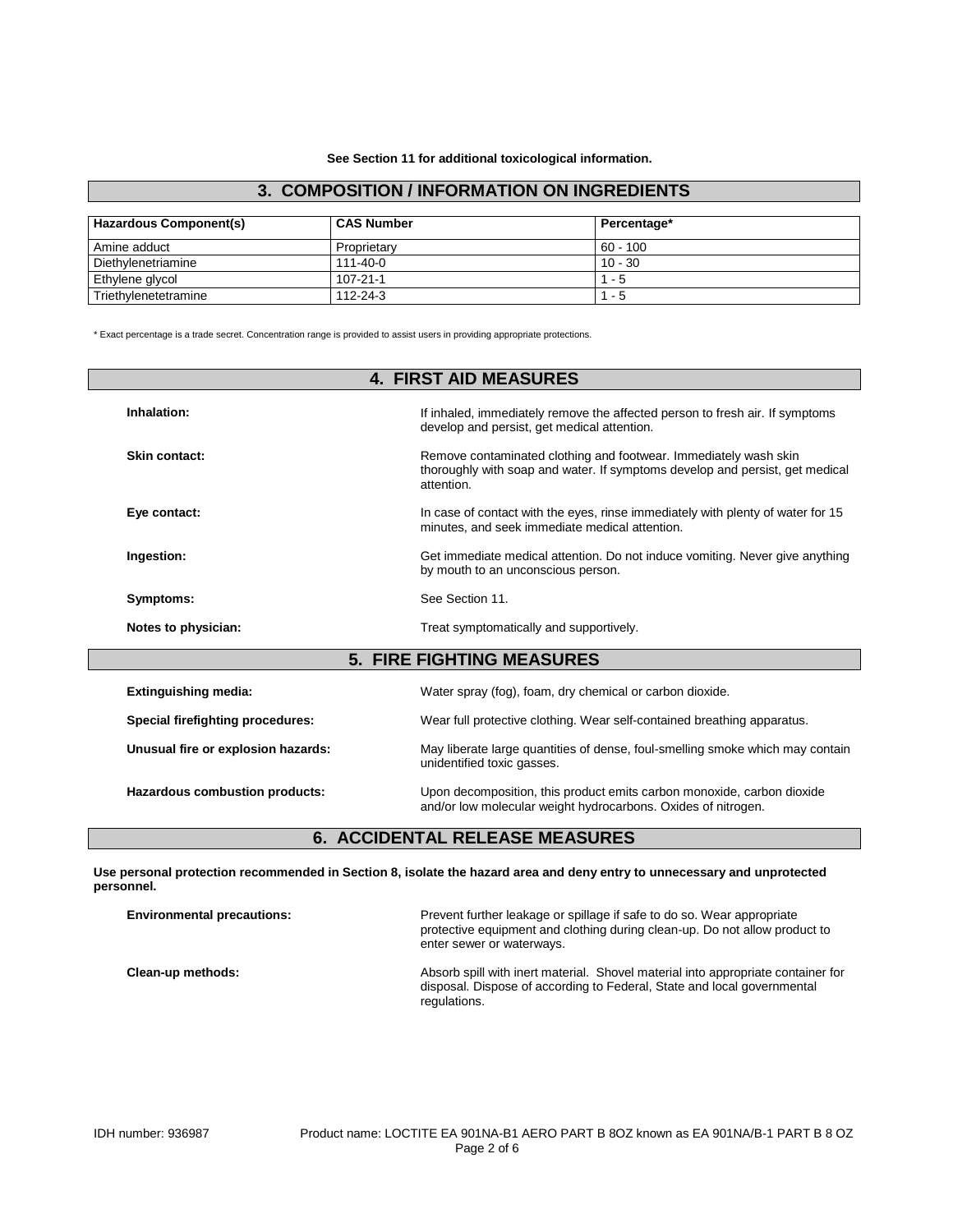**See Section 11 for additional toxicological information.**

## 3. COMPOSITION / INFORMATION ON INGREDIENTS

| Hazardous Component(s) | CAS Number | Percentage* |
|---|---|---|
| Amine adduct | Proprietary | 60 - 100 |
| Diethylenetriamine | 111-40-0 | 10 - 30 |
| Ethylene glycol | 107-21-1 | 1 - 5 |
| Triethylenetetramine | 112-24-3 | 1 - 5 |

* Exact percentage is a trade secret. Concentration range is provided to assist users in providing appropriate protections.

## 4. FIRST AID MEASURES

**Inhalation:** If inhaled, immediately remove the affected person to fresh air. If symptoms develop and persist, get medical attention.

**Skin contact:** Remove contaminated clothing and footwear. Immediately wash skin thoroughly with soap and water. If symptoms develop and persist, get medical attention.

**Eye contact:** In case of contact with the eyes, rinse immediately with plenty of water for 15 minutes, and seek immediate medical attention.

**Ingestion:** Get immediate medical attention. Do not induce vomiting. Never give anything by mouth to an unconscious person.

**Symptoms:** See Section 11.

**Notes to physician:** Treat symptomatically and supportively.

## 5. FIRE FIGHTING MEASURES

**Extinguishing media:** Water spray (fog), foam, dry chemical or carbon dioxide.

**Special firefighting procedures:** Wear full protective clothing. Wear self-contained breathing apparatus.

**Unusual fire or explosion hazards:** May liberate large quantities of dense, foul-smelling smoke which may contain unidentified toxic gasses.

**Hazardous combustion products:** Upon decomposition, this product emits carbon monoxide, carbon dioxide and/or low molecular weight hydrocarbons. Oxides of nitrogen.

## 6. ACCIDENTAL RELEASE MEASURES

**Use personal protection recommended in Section 8, isolate the hazard area and deny entry to unnecessary and unprotected personnel.**

**Environmental precautions:** Prevent further leakage or spillage if safe to do so. Wear appropriate protective equipment and clothing during clean-up. Do not allow product to enter sewer or waterways.

**Clean-up methods:** Absorb spill with inert material. Shovel material into appropriate container for disposal. Dispose of according to Federal, State and local governmental regulations.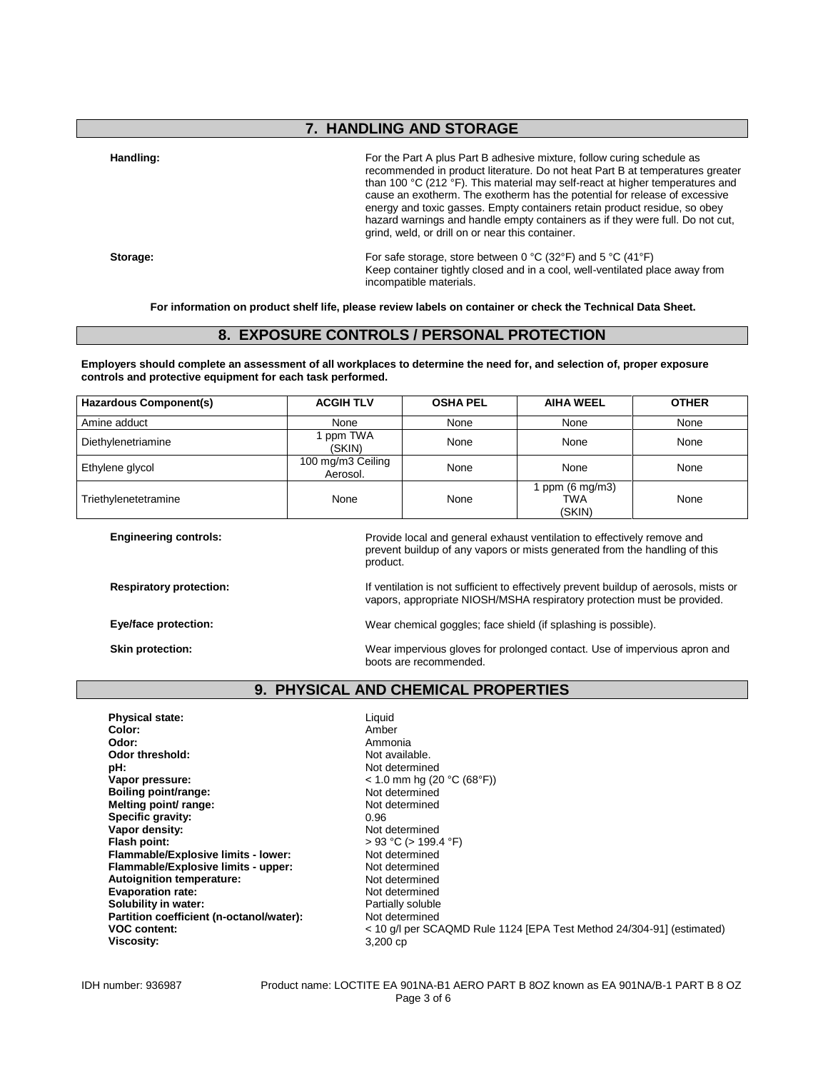## 7. HANDLING AND STORAGE

**Handling:** For the Part A plus Part B adhesive mixture, follow curing schedule as recommended in product literature. Do not heat Part B at temperatures greater than 100 °C (212 °F). This material may self-react at higher temperatures and cause an exotherm. The exotherm has the potential for release of excessive energy and toxic gasses. Empty containers retain product residue, so obey hazard warnings and handle empty containers as if they were full. Do not cut, grind, weld, or drill on or near this container.

**Storage:** For safe storage, store between 0 °C (32°F) and 5 °C (41°F)
Keep container tightly closed and in a cool, well-ventilated place away from incompatible materials.

**For information on product shelf life, please review labels on container or check the Technical Data Sheet.**

## 8. EXPOSURE CONTROLS / PERSONAL PROTECTION

**Employers should complete an assessment of all workplaces to determine the need for, and selection of, proper exposure controls and protective equipment for each task performed.**

| Hazardous Component(s) | ACGIH TLV | OSHA PEL | AIHA WEEL | OTHER |
|---|---|---|---|---|
| Amine adduct | None | None | None | None |
| Diethylenetriamine | 1 ppm TWA (SKIN) | None | None | None |
| Ethylene glycol | 100 mg/m3 Ceiling Aerosol. | None | None | None |
| Triethylenetetramine | None | None | 1 ppm (6 mg/m3) TWA (SKIN) | None |

**Engineering controls:** Provide local and general exhaust ventilation to effectively remove and prevent buildup of any vapors or mists generated from the handling of this product.

**Respiratory protection:** If ventilation is not sufficient to effectively prevent buildup of aerosols, mists or vapors, appropriate NIOSH/MSHA respiratory protection must be provided.

**Eye/face protection:** Wear chemical goggles; face shield (if splashing is possible).

**Skin protection:** Wear impervious gloves for prolonged contact. Use of impervious apron and boots are recommended.

## 9. PHYSICAL AND CHEMICAL PROPERTIES

**Physical state:** Liquid
**Color:** Amber
**Odor:** Ammonia
**Odor threshold:** Not available.
**pH:** Not determined
**Vapor pressure:** < 1.0 mm hg (20 °C (68°F))
**Boiling point/range:** Not determined
**Melting point/ range:** Not determined
**Specific gravity:** 0.96
**Vapor density:** Not determined
**Flash point:** > 93 °C (> 199.4 °F)
**Flammable/Explosive limits - lower:** Not determined
**Flammable/Explosive limits - upper:** Not determined
**Autoignition temperature:** Not determined
**Evaporation rate:** Not determined
**Solubility in water:** Partially soluble
**Partition coefficient (n-octanol/water):** Not determined
**VOC content:** < 10 g/l per SCAQMD Rule 1124 [EPA Test Method 24/304-91] (estimated)
**Viscosity:** 3,200 cp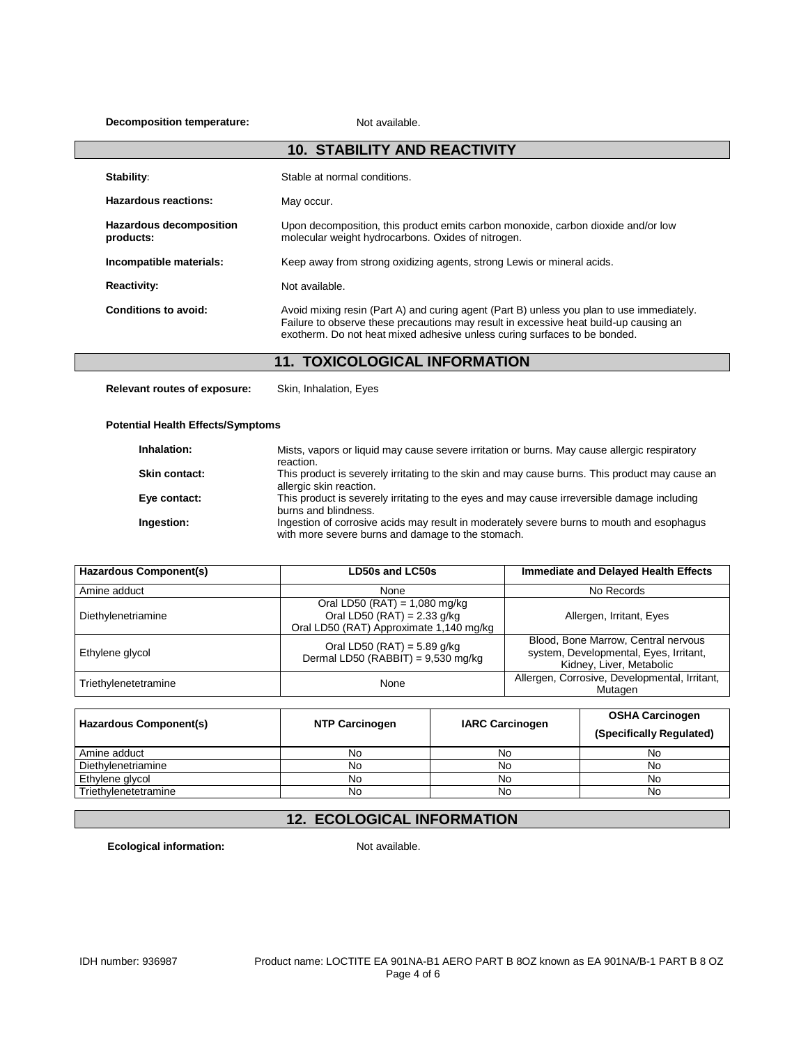**Decomposition temperature:** Not available.

## 10. STABILITY AND REACTIVITY

**Stability:** Stable at normal conditions.

**Hazardous reactions:** May occur.

**Hazardous decomposition products:** Upon decomposition, this product emits carbon monoxide, carbon dioxide and/or low molecular weight hydrocarbons. Oxides of nitrogen.

**Incompatible materials:** Keep away from strong oxidizing agents, strong Lewis or mineral acids.

**Reactivity:** Not available.

**Conditions to avoid:** Avoid mixing resin (Part A) and curing agent (Part B) unless you plan to use immediately. Failure to observe these precautions may result in excessive heat build-up causing an exotherm. Do not heat mixed adhesive unless curing surfaces to be bonded.

## 11. TOXICOLOGICAL INFORMATION

**Relevant routes of exposure:** Skin, Inhalation, Eyes

**Potential Health Effects/Symptoms**

**Inhalation:** Mists, vapors or liquid may cause severe irritation or burns. May cause allergic respiratory reaction.

**Skin contact:** This product is severely irritating to the skin and may cause burns. This product may cause an allergic skin reaction.

**Eye contact:** This product is severely irritating to the eyes and may cause irreversible damage including burns and blindness.

**Ingestion:** Ingestion of corrosive acids may result in moderately severe burns to mouth and esophagus with more severe burns and damage to the stomach.

| Hazardous Component(s) | LD50s and LC50s | Immediate and Delayed Health Effects |
|---|---|---|
| Amine adduct | None | No Records |
| Diethylenetriamine | Oral LD50 (RAT) = 1,080 mg/kg<br>Oral LD50 (RAT) = 2.33 g/kg<br>Oral LD50 (RAT) Approximate 1,140 mg/kg | Allergen, Irritant, Eyes |
| Ethylene glycol | Oral LD50 (RAT) = 5.89 g/kg<br>Dermal LD50 (RABBIT) = 9,530 mg/kg | Blood, Bone Marrow, Central nervous system, Developmental, Eyes, Irritant, Kidney, Liver, Metabolic |
| Triethylenetetramine | None | Allergen, Corrosive, Developmental, Irritant, Mutagen |

| Hazardous Component(s) | NTP Carcinogen | IARC Carcinogen | OSHA Carcinogen (Specifically Regulated) |
|---|---|---|---|
| Amine adduct | No | No | No |
| Diethylenetriamine | No | No | No |
| Ethylene glycol | No | No | No |
| Triethylenetetramine | No | No | No |

## 12. ECOLOGICAL INFORMATION

**Ecological information:** Not available.

IDH number: 936987 Product name: LOCTITE EA 901NA-B1 AERO PART B 8OZ known as EA 901NA/B-1 PART B 8 OZ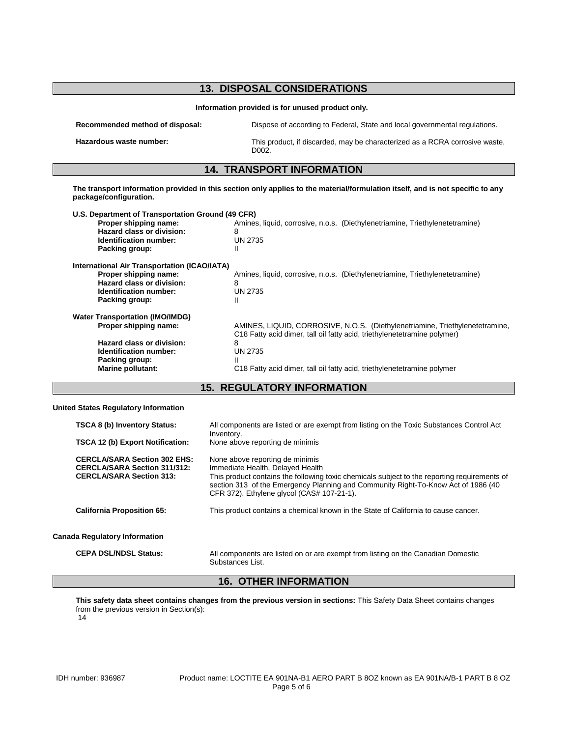## 13. DISPOSAL CONSIDERATIONS

**Information provided is for unused product only.**

**Recommended method of disposal:** Dispose of according to Federal, State and local governmental regulations.

**Hazardous waste number:** This product, if discarded, may be characterized as a RCRA corrosive waste, D002.

## 14. TRANSPORT INFORMATION

**The transport information provided in this section only applies to the material/formulation itself, and is not specific to any package/configuration.**

**U.S. Department of Transportation Ground (49 CFR)**

| | |
|---|---|
| **Proper shipping name:** | Amines, liquid, corrosive, n.o.s. (Diethylenetriamine, Triethylenetetramine) |
| **Hazard class or division:** | 8 |
| **Identification number:** | UN 2735 |
| **Packing group:** | II |

**International Air Transportation (ICAO/IATA)**

| | |
|---|---|
| **Proper shipping name:** | Amines, liquid, corrosive, n.o.s. (Diethylenetriamine, Triethylenetetramine) |
| **Hazard class or division:** | 8 |
| **Identification number:** | UN 2735 |
| **Packing group:** | II |

**Water Transportation (IMO/IMDG)**

| | |
|---|---|
| **Proper shipping name:** | AMINES, LIQUID, CORROSIVE, N.O.S. (Diethylenetriamine, Triethylenetetramine, C18 Fatty acid dimer, tall oil fatty acid, triethylenetetramine polymer) |
| **Hazard class or division:** | 8 |
| **Identification number:** | UN 2735 |
| **Packing group:** | II |
| **Marine pollutant:** | C18 Fatty acid dimer, tall oil fatty acid, triethylenetetramine polymer |

## 15. REGULATORY INFORMATION

**United States Regulatory Information**

| | |
|---|---|
| **TSCA 8 (b) Inventory Status:** | All components are listed or are exempt from listing on the Toxic Substances Control Act Inventory. |
| **TSCA 12 (b) Export Notification:** | None above reporting de minimis |
| **CERCLA/SARA Section 302 EHS:** | None above reporting de minimis |
| **CERCLA/SARA Section 311/312:** | Immediate Health, Delayed Health |
| **CERCLA/SARA Section 313:** | This product contains the following toxic chemicals subject to the reporting requirements of section 313 of the Emergency Planning and Community Right-To-Know Act of 1986 (40 CFR 372). Ethylene glycol (CAS# 107-21-1). |
| **California Proposition 65:** | This product contains a chemical known in the State of California to cause cancer. |

**Canada Regulatory Information**

| | |
|---|---|
| **CEPA DSL/NDSL Status:** | All components are listed on or are exempt from listing on the Canadian Domestic Substances List. |

## 16. OTHER INFORMATION

**This safety data sheet contains changes from the previous version in sections:** This Safety Data Sheet contains changes from the previous version in Section(s):
14

IDH number: 936987 Product name: LOCTITE EA 901NA-B1 AERO PART B 8OZ known as EA 901NA/B-1 PART B 8 OZ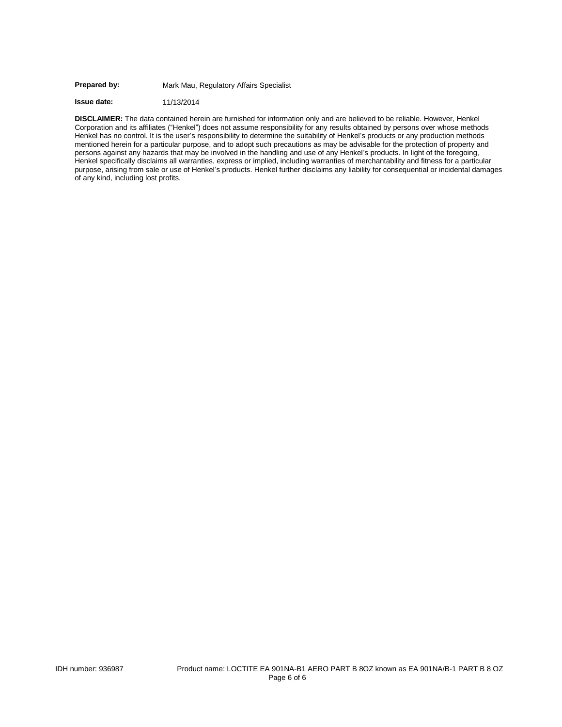**Prepared by:** Mark Mau, Regulatory Affairs Specialist

**Issue date:** 11/13/2014

**DISCLAIMER:** The data contained herein are furnished for information only and are believed to be reliable. However, Henkel Corporation and its affiliates ("Henkel") does not assume responsibility for any results obtained by persons over whose methods Henkel has no control. It is the user's responsibility to determine the suitability of Henkel's products or any production methods mentioned herein for a particular purpose, and to adopt such precautions as may be advisable for the protection of property and persons against any hazards that may be involved in the handling and use of any Henkel's products. In light of the foregoing, Henkel specifically disclaims all warranties, express or implied, including warranties of merchantability and fitness for a particular purpose, arising from sale or use of Henkel's products. Henkel further disclaims any liability for consequential or incidental damages of any kind, including lost profits.